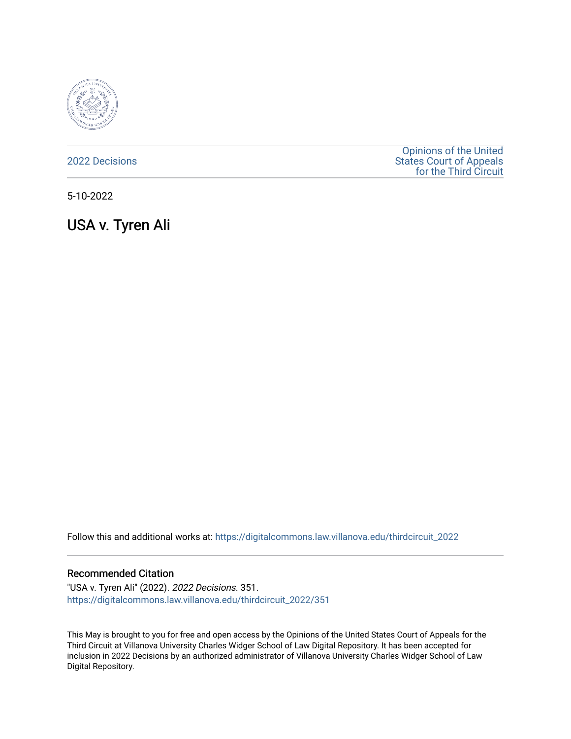2022 Decisions

Opinions of the United States Court of Appeals for the Third Circuit

5-10-2022

# USA v. Tyren Ali

Follow this and additional works at: https://digitalcommons.law.villanova.edu/thirdcircuit_2022

## Recommended Citation

"USA v. Tyren Ali" (2022). *2022 Decisions*. 351.
https://digitalcommons.law.villanova.edu/thirdcircuit_2022/351

This May is brought to you for free and open access by the Opinions of the United States Court of Appeals for the Third Circuit at Villanova University Charles Widger School of Law Digital Repository. It has been accepted for inclusion in 2022 Decisions by an authorized administrator of Villanova University Charles Widger School of Law Digital Repository.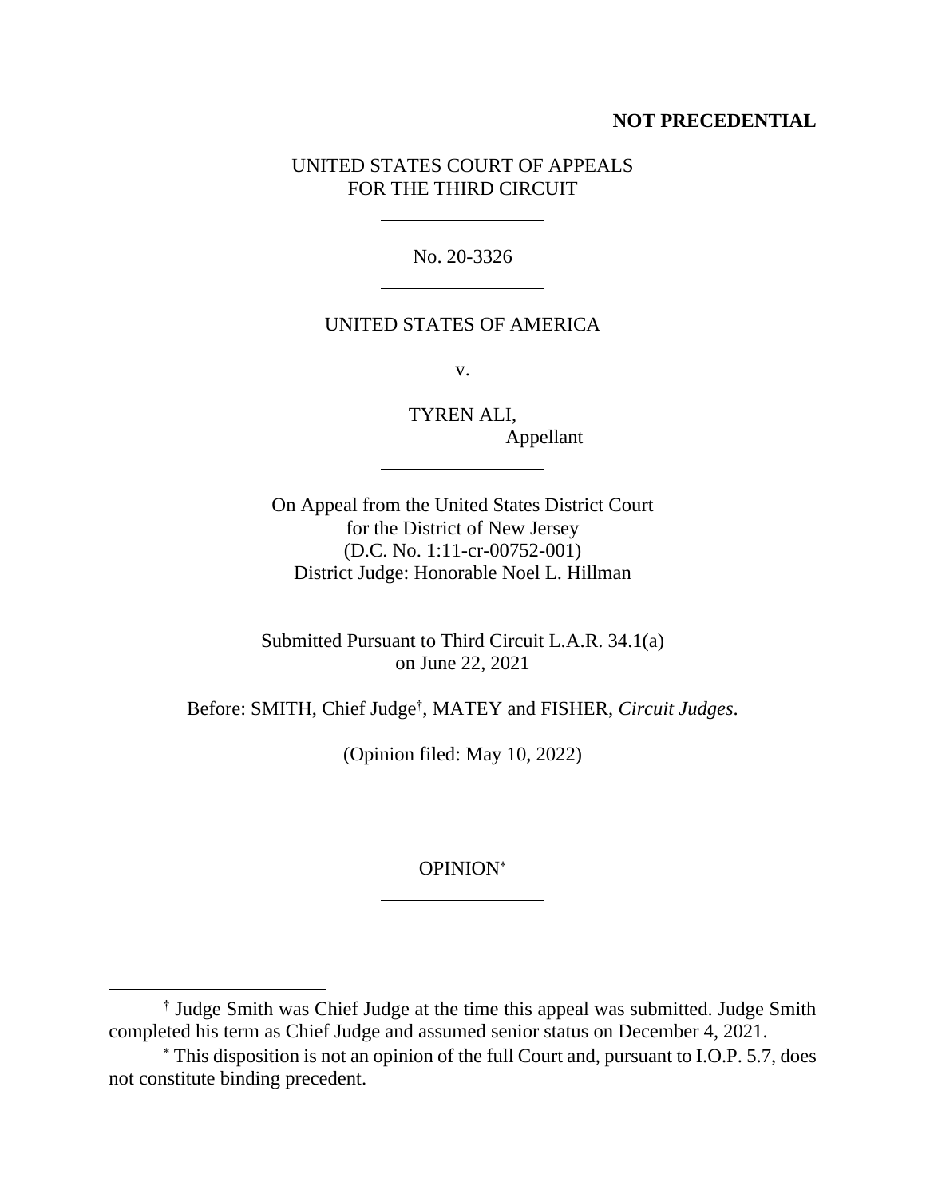**NOT PRECEDENTIAL**

UNITED STATES COURT OF APPEALS
FOR THE THIRD CIRCUIT

---

No. 20-3326

---

UNITED STATES OF AMERICA

v.

TYREN ALI,
Appellant

---

On Appeal from the United States District Court
for the District of New Jersey
(D.C. No. 1:11-cr-00752-001)
District Judge: Honorable Noel L. Hillman

---

Submitted Pursuant to Third Circuit L.A.R. 34.1(a)
on June 22, 2021

Before: SMITH, Chief Judge[†], MATEY and FISHER, *Circuit Judges*.

(Opinion filed: May 10, 2022)

---

OPINION[*]

---

[†] Judge Smith was Chief Judge at the time this appeal was submitted. Judge Smith completed his term as Chief Judge and assumed senior status on December 4, 2021.

[*] This disposition is not an opinion of the full Court and, pursuant to I.O.P. 5.7, does not constitute binding precedent.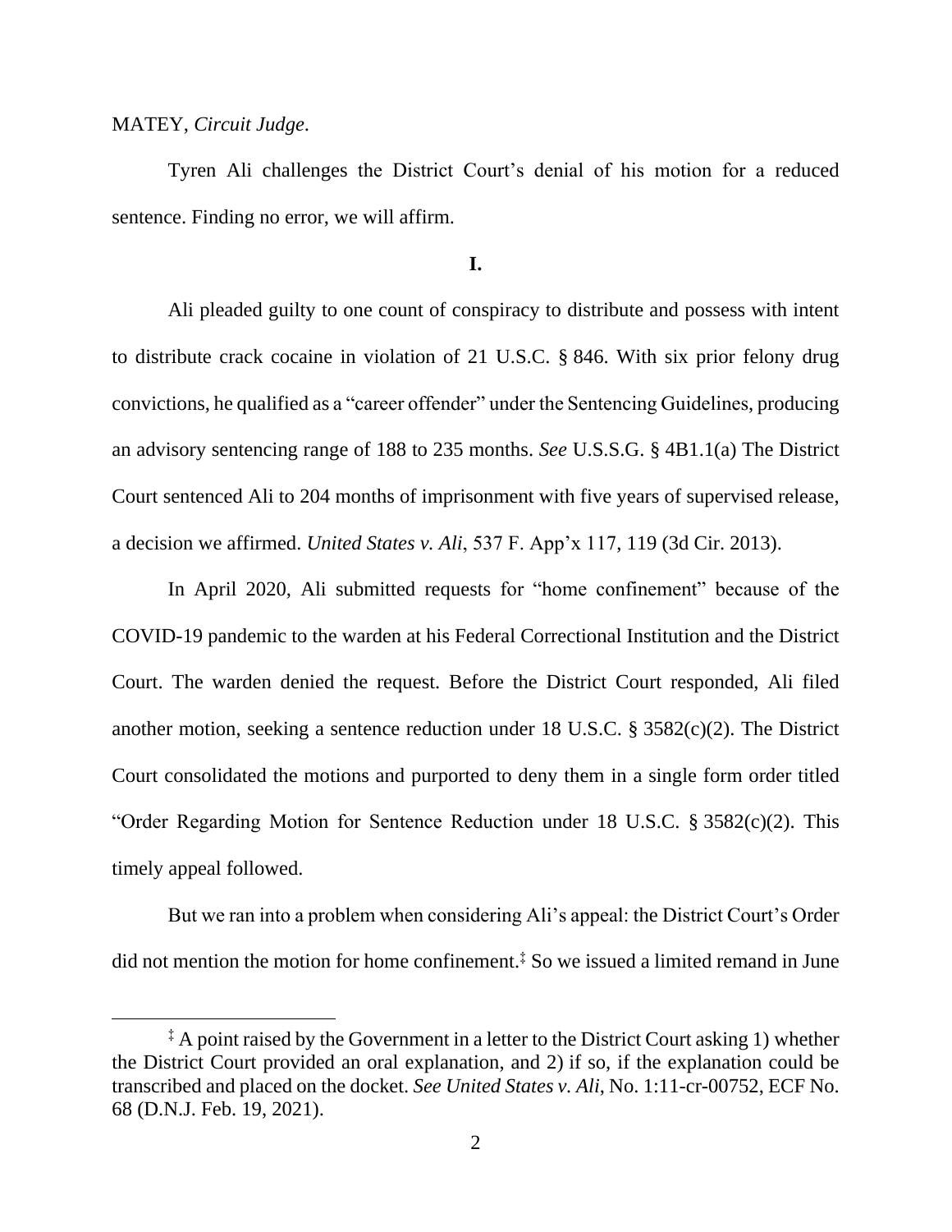MATEY, *Circuit Judge*.

Tyren Ali challenges the District Court's denial of his motion for a reduced sentence. Finding no error, we will affirm.

**I.**

Ali pleaded guilty to one count of conspiracy to distribute and possess with intent to distribute crack cocaine in violation of 21 U.S.C. § 846. With six prior felony drug convictions, he qualified as a "career offender" under the Sentencing Guidelines, producing an advisory sentencing range of 188 to 235 months. *See* U.S.S.G. § 4B1.1(a) The District Court sentenced Ali to 204 months of imprisonment with five years of supervised release, a decision we affirmed. *United States v. Ali*, 537 F. App'x 117, 119 (3d Cir. 2013).

In April 2020, Ali submitted requests for "home confinement" because of the COVID-19 pandemic to the warden at his Federal Correctional Institution and the District Court. The warden denied the request. Before the District Court responded, Ali filed another motion, seeking a sentence reduction under 18 U.S.C. § 3582(c)(2). The District Court consolidated the motions and purported to deny them in a single form order titled "Order Regarding Motion for Sentence Reduction under 18 U.S.C. § 3582(c)(2). This timely appeal followed.

But we ran into a problem when considering Ali's appeal: the District Court's Order did not mention the motion for home confinement.[‡] So we issued a limited remand in June

---

[‡] A point raised by the Government in a letter to the District Court asking 1) whether the District Court provided an oral explanation, and 2) if so, if the explanation could be transcribed and placed on the docket. *See United States v. Ali*, No. 1:11-cr-00752, ECF No. 68 (D.N.J. Feb. 19, 2021).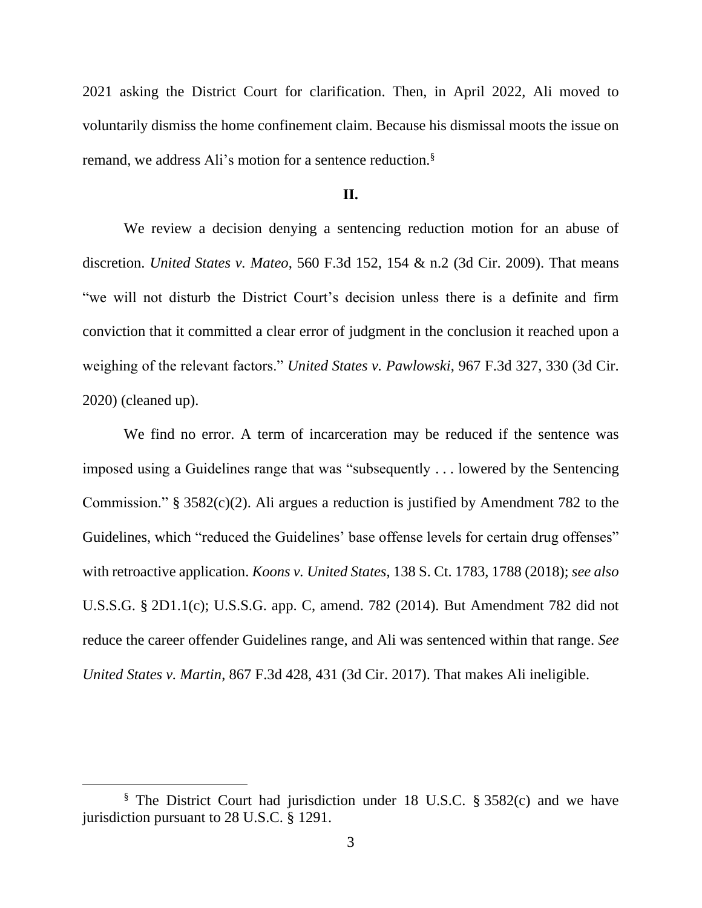2021 asking the District Court for clarification. Then, in April 2022, Ali moved to voluntarily dismiss the home confinement claim. Because his dismissal moots the issue on remand, we address Ali's motion for a sentence reduction.[§]

## II.

We review a decision denying a sentencing reduction motion for an abuse of discretion. *United States v. Mateo*, 560 F.3d 152, 154 & n.2 (3d Cir. 2009). That means "we will not disturb the District Court's decision unless there is a definite and firm conviction that it committed a clear error of judgment in the conclusion it reached upon a weighing of the relevant factors." *United States v. Pawlowski*, 967 F.3d 327, 330 (3d Cir. 2020) (cleaned up).

We find no error. A term of incarceration may be reduced if the sentence was imposed using a Guidelines range that was "subsequently . . . lowered by the Sentencing Commission." § 3582(c)(2). Ali argues a reduction is justified by Amendment 782 to the Guidelines, which "reduced the Guidelines' base offense levels for certain drug offenses" with retroactive application. *Koons v. United States*, 138 S. Ct. 1783, 1788 (2018); *see also* U.S.S.G. § 2D1.1(c); U.S.S.G. app. C, amend. 782 (2014). But Amendment 782 did not reduce the career offender Guidelines range, and Ali was sentenced within that range. *See United States v. Martin*, 867 F.3d 428, 431 (3d Cir. 2017). That makes Ali ineligible.

---

[§] The District Court had jurisdiction under 18 U.S.C. § 3582(c) and we have jurisdiction pursuant to 28 U.S.C. § 1291.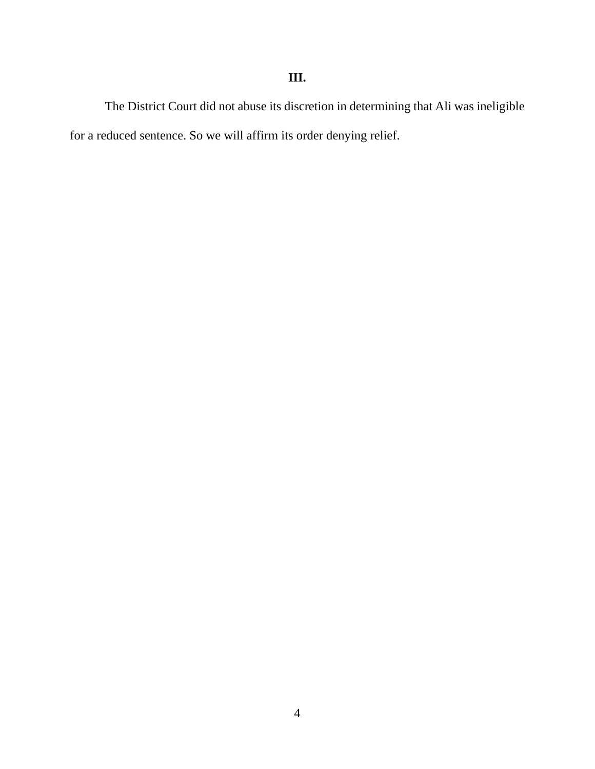## III.

The District Court did not abuse its discretion in determining that Ali was ineligible for a reduced sentence. So we will affirm its order denying relief.